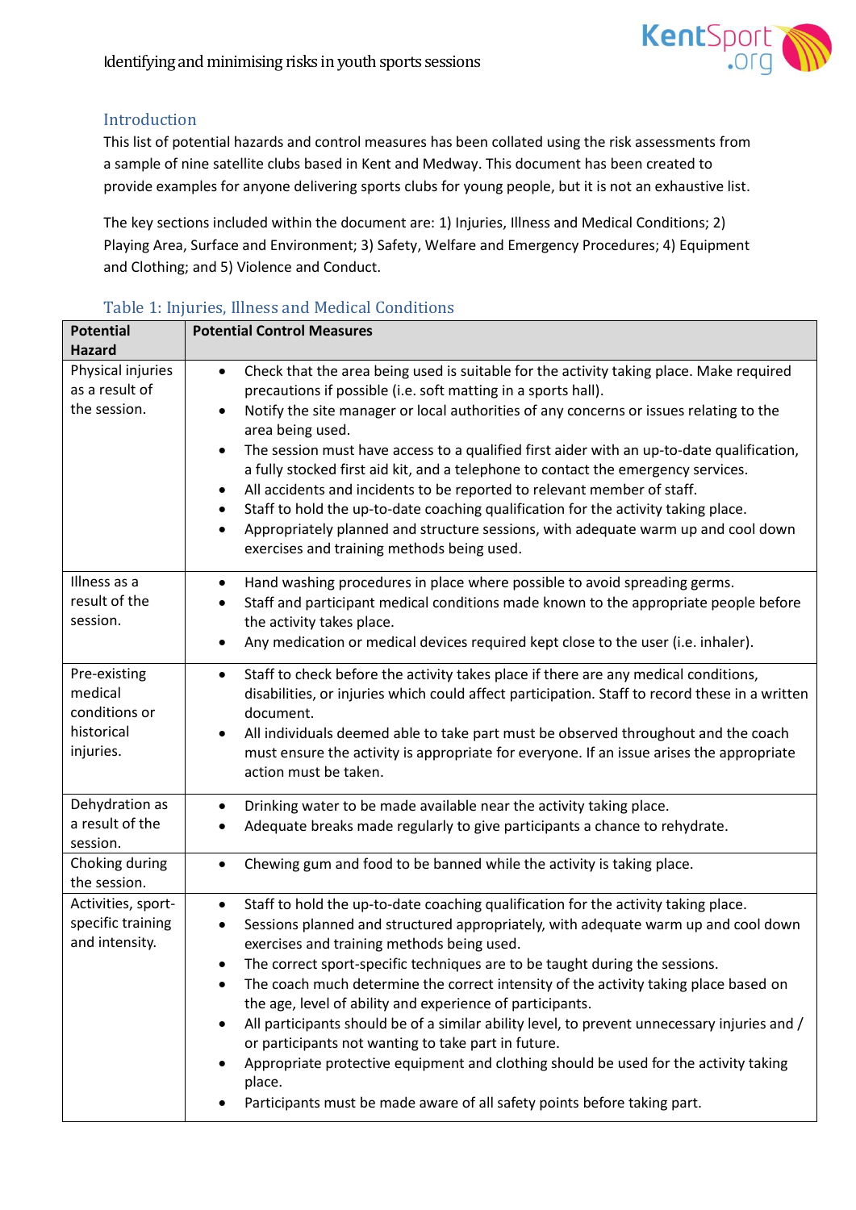# Identifying and minimising risks in youth sports sessions

## Introduction

This list of potential hazards and control measures has been collated using the risk assessments from a sample of nine satellite clubs based in Kent and Medway. This document has been created to provide examples for anyone delivering sports clubs for young people, but it is not an exhaustive list.

The key sections included within the document are: 1) Injuries, Illness and Medical Conditions; 2) Playing Area, Surface and Environment; 3) Safety, Welfare and Emergency Procedures; 4) Equipment and Clothing; and 5) Violence and Conduct.

## Table 1: Injuries, Illness and Medical Conditions

| Potential Hazard | Potential Control Measures |
|---|---|
| Physical injuries as a result of the session. | • Check that the area being used is suitable for the activity taking place. Make required precautions if possible (i.e. soft matting in a sports hall).<br>• Notify the site manager or local authorities of any concerns or issues relating to the area being used.<br>• The session must have access to a qualified first aider with an up-to-date qualification, a fully stocked first aid kit, and a telephone to contact the emergency services.<br>• All accidents and incidents to be reported to relevant member of staff.<br>• Staff to hold the up-to-date coaching qualification for the activity taking place.<br>• Appropriately planned and structure sessions, with adequate warm up and cool down exercises and training methods being used. |
| Illness as a result of the session. | • Hand washing procedures in place where possible to avoid spreading germs.<br>• Staff and participant medical conditions made known to the appropriate people before the activity takes place.<br>• Any medication or medical devices required kept close to the user (i.e. inhaler). |
| Pre-existing medical conditions or historical injuries. | • Staff to check before the activity takes place if there are any medical conditions, disabilities, or injuries which could affect participation. Staff to record these in a written document.<br>• All individuals deemed able to take part must be observed throughout and the coach must ensure the activity is appropriate for everyone. If an issue arises the appropriate action must be taken. |
| Dehydration as a result of the session. | • Drinking water to be made available near the activity taking place.<br>• Adequate breaks made regularly to give participants a chance to rehydrate. |
| Choking during the session. | • Chewing gum and food to be banned while the activity is taking place. |
| Activities, sport-specific training and intensity. | • Staff to hold the up-to-date coaching qualification for the activity taking place.<br>• Sessions planned and structured appropriately, with adequate warm up and cool down exercises and training methods being used.<br>• The correct sport-specific techniques are to be taught during the sessions.<br>• The coach much determine the correct intensity of the activity taking place based on the age, level of ability and experience of participants.<br>• All participants should be of a similar ability level, to prevent unnecessary injuries and / or participants not wanting to take part in future.<br>• Appropriate protective equipment and clothing should be used for the activity taking place.<br>• Participants must be made aware of all safety points before taking part. |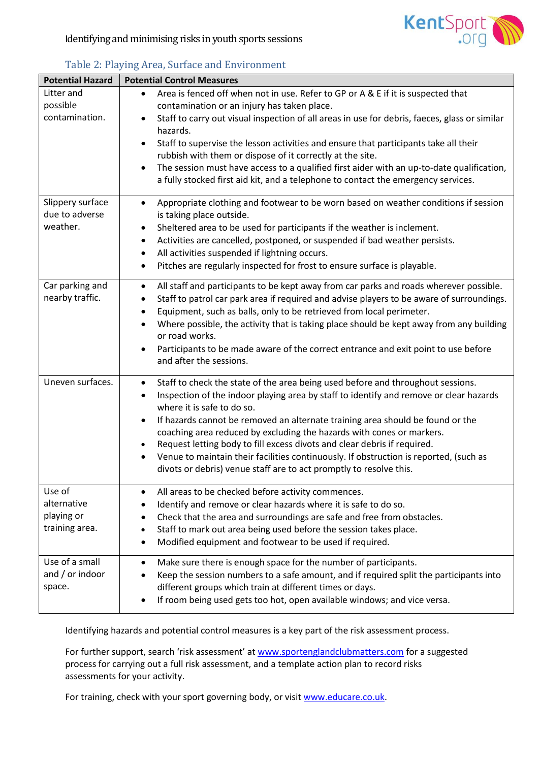Table 2: Playing Area, Surface and Environment

| Potential Hazard | Potential Control Measures |
|---|---|
| Litter and possible contamination. | • Area is fenced off when not in use. Refer to GP or A & E if it is suspected that contamination or an injury has taken place.<br>• Staff to carry out visual inspection of all areas in use for debris, faeces, glass or similar hazards.<br>• Staff to supervise the lesson activities and ensure that participants take all their rubbish with them or dispose of it correctly at the site.<br>• The session must have access to a qualified first aider with an up-to-date qualification, a fully stocked first aid kit, and a telephone to contact the emergency services. |
| Slippery surface due to adverse weather. | • Appropriate clothing and footwear to be worn based on weather conditions if session is taking place outside.<br>• Sheltered area to be used for participants if the weather is inclement.<br>• Activities are cancelled, postponed, or suspended if bad weather persists.<br>• All activities suspended if lightning occurs.<br>• Pitches are regularly inspected for frost to ensure surface is playable. |
| Car parking and nearby traffic. | • All staff and participants to be kept away from car parks and roads wherever possible.<br>• Staff to patrol car park area if required and advise players to be aware of surroundings.<br>• Equipment, such as balls, only to be retrieved from local perimeter.<br>• Where possible, the activity that is taking place should be kept away from any building or road works.<br>• Participants to be made aware of the correct entrance and exit point to use before and after the sessions. |
| Uneven surfaces. | • Staff to check the state of the area being used before and throughout sessions.<br>• Inspection of the indoor playing area by staff to identify and remove or clear hazards where it is safe to do so.<br>• If hazards cannot be removed an alternate training area should be found or the coaching area reduced by excluding the hazards with cones or markers.<br>• Request letting body to fill excess divots and clear debris if required.<br>• Venue to maintain their facilities continuously. If obstruction is reported, (such as divots or debris) venue staff are to act promptly to resolve this. |
| Use of alternative playing or training area. | • All areas to be checked before activity commences.<br>• Identify and remove or clear hazards where it is safe to do so.<br>• Check that the area and surroundings are safe and free from obstacles.<br>• Staff to mark out area being used before the session takes place.<br>• Modified equipment and footwear to be used if required. |
| Use of a small and / or indoor space. | • Make sure there is enough space for the number of participants.<br>• Keep the session numbers to a safe amount, and if required split the participants into different groups which train at different times or days.<br>• If room being used gets too hot, open available windows; and vice versa. |

Identifying hazards and potential control measures is a key part of the risk assessment process.

For further support, search 'risk assessment' at www.sportenglandclubmatters.com for a suggested process for carrying out a full risk assessment, and a template action plan to record risks assessments for your activity.

For training, check with your sport governing body, or visit www.educare.co.uk.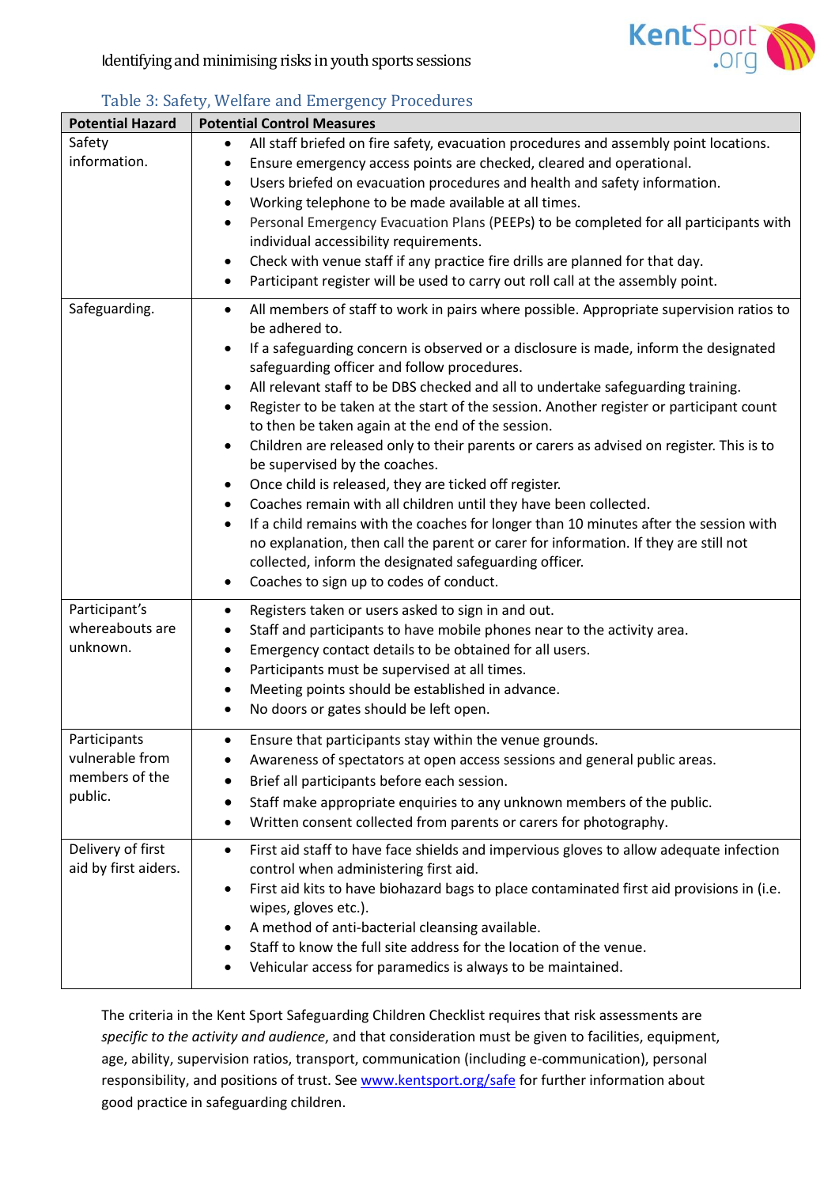Table 3: Safety, Welfare and Emergency Procedures

| Potential Hazard | Potential Control Measures |
|---|---|
| Safety information. | • All staff briefed on fire safety, evacuation procedures and assembly point locations.<br>• Ensure emergency access points are checked, cleared and operational.<br>• Users briefed on evacuation procedures and health and safety information.<br>• Working telephone to be made available at all times.<br>• Personal Emergency Evacuation Plans (PEEPs) to be completed for all participants with individual accessibility requirements.<br>• Check with venue staff if any practice fire drills are planned for that day.<br>• Participant register will be used to carry out roll call at the assembly point. |
| Safeguarding. | • All members of staff to work in pairs where possible. Appropriate supervision ratios to be adhered to.<br>• If a safeguarding concern is observed or a disclosure is made, inform the designated safeguarding officer and follow procedures.<br>• All relevant staff to be DBS checked and all to undertake safeguarding training.<br>• Register to be taken at the start of the session. Another register or participant count to then be taken again at the end of the session.<br>• Children are released only to their parents or carers as advised on register. This is to be supervised by the coaches.<br>• Once child is released, they are ticked off register.<br>• Coaches remain with all children until they have been collected.<br>• If a child remains with the coaches for longer than 10 minutes after the session with no explanation, then call the parent or carer for information. If they are still not collected, inform the designated safeguarding officer.<br>• Coaches to sign up to codes of conduct. |
| Participant's whereabouts are unknown. | • Registers taken or users asked to sign in and out.<br>• Staff and participants to have mobile phones near to the activity area.<br>• Emergency contact details to be obtained for all users.<br>• Participants must be supervised at all times.<br>• Meeting points should be established in advance.<br>• No doors or gates should be left open. |
| Participants vulnerable from members of the public. | • Ensure that participants stay within the venue grounds.<br>• Awareness of spectators at open access sessions and general public areas.<br>• Brief all participants before each session.<br>• Staff make appropriate enquiries to any unknown members of the public.<br>• Written consent collected from parents or carers for photography. |
| Delivery of first aid by first aiders. | • First aid staff to have face shields and impervious gloves to allow adequate infection control when administering first aid.<br>• First aid kits to have biohazard bags to place contaminated first aid provisions in (i.e. wipes, gloves etc.).<br>• A method of anti-bacterial cleansing available.<br>• Staff to know the full site address for the location of the venue.<br>• Vehicular access for paramedics is always to be maintained. |

The criteria in the Kent Sport Safeguarding Children Checklist requires that risk assessments are *specific to the activity and audience*, and that consideration must be given to facilities, equipment, age, ability, supervision ratios, transport, communication (including e-communication), personal responsibility, and positions of trust. See [www.kentsport.org/safe](www.kentsport.org/safe) for further information about good practice in safeguarding children.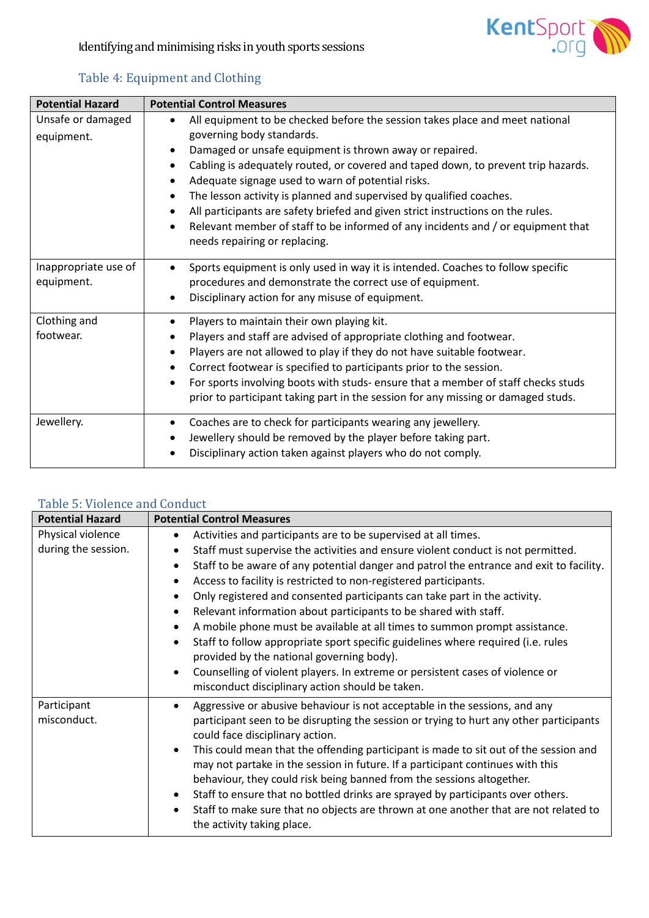## Table 4: Equipment and Clothing

| Potential Hazard | Potential Control Measures |
|---|---|
| Unsafe or damaged equipment. | • All equipment to be checked before the session takes place and meet national governing body standards.<br>• Damaged or unsafe equipment is thrown away or repaired.<br>• Cabling is adequately routed, or covered and taped down, to prevent trip hazards.<br>• Adequate signage used to warn of potential risks.<br>• The lesson activity is planned and supervised by qualified coaches.<br>• All participants are safety briefed and given strict instructions on the rules.<br>• Relevant member of staff to be informed of any incidents and / or equipment that needs repairing or replacing. |
| Inappropriate use of equipment. | • Sports equipment is only used in way it is intended. Coaches to follow specific procedures and demonstrate the correct use of equipment.<br>• Disciplinary action for any misuse of equipment. |
| Clothing and footwear. | • Players to maintain their own playing kit.<br>• Players and staff are advised of appropriate clothing and footwear.<br>• Players are not allowed to play if they do not have suitable footwear.<br>• Correct footwear is specified to participants prior to the session.<br>• For sports involving boots with studs- ensure that a member of staff checks studs prior to participant taking part in the session for any missing or damaged studs. |
| Jewellery. | • Coaches are to check for participants wearing any jewellery.<br>• Jewellery should be removed by the player before taking part.<br>• Disciplinary action taken against players who do not comply. |

## Table 5: Violence and Conduct

| Potential Hazard | Potential Control Measures |
|---|---|
| Physical violence during the session. | • Activities and participants are to be supervised at all times.<br>• Staff must supervise the activities and ensure violent conduct is not permitted.<br>• Staff to be aware of any potential danger and patrol the entrance and exit to facility.<br>• Access to facility is restricted to non-registered participants.<br>• Only registered and consented participants can take part in the activity.<br>• Relevant information about participants to be shared with staff.<br>• A mobile phone must be available at all times to summon prompt assistance.<br>• Staff to follow appropriate sport specific guidelines where required (i.e. rules provided by the national governing body).<br>• Counselling of violent players. In extreme or persistent cases of violence or misconduct disciplinary action should be taken. |
| Participant misconduct. | • Aggressive or abusive behaviour is not acceptable in the sessions, and any participant seen to be disrupting the session or trying to hurt any other participants could face disciplinary action.<br>• This could mean that the offending participant is made to sit out of the session and may not partake in the session in future. If a participant continues with this behaviour, they could risk being banned from the sessions altogether.<br>• Staff to ensure that no bottled drinks are sprayed by participants over others.<br>• Staff to make sure that no objects are thrown at one another that are not related to the activity taking place. |